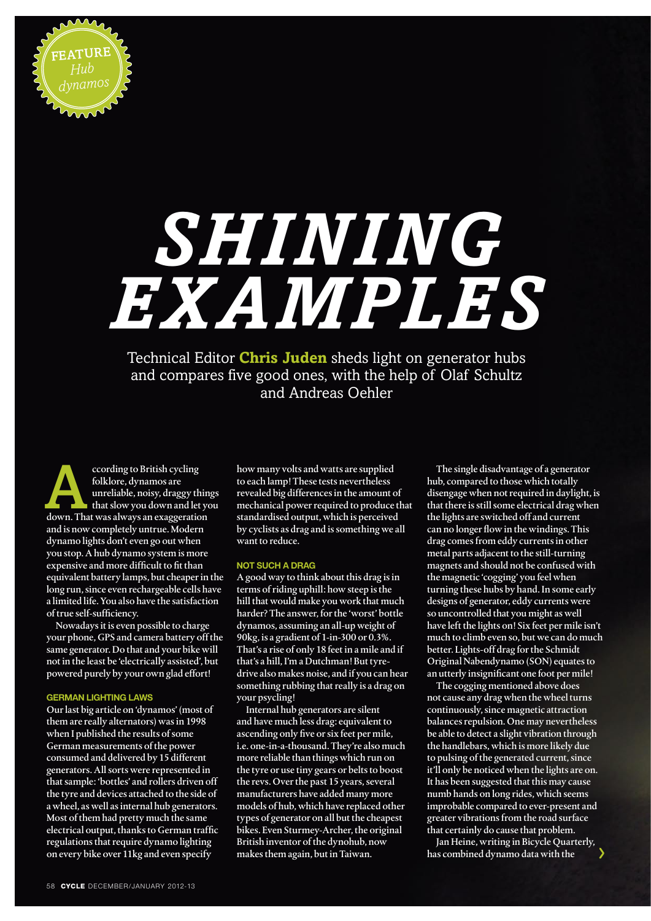FEATURE
*Hub dynamos*

# SHINING EXAMPLES

Technical Editor **Chris Juden** sheds light on generator hubs and compares five good ones, with the help of Olaf Schultz and Andreas Oehler

According to British cycling folklore, dynamos are unreliable, noisy, draggy things that slow you down and let you down. That was always an exaggeration and is now completely untrue. Modern dynamo lights don't even go out when you stop. A hub dynamo system is more expensive and more difficult to fit than equivalent battery lamps, but cheaper in the long run, since even rechargeable cells have a limited life. You also have the satisfaction of true self-sufficiency.

Nowadays it is even possible to charge your phone, GPS and camera battery off the same generator. Do that and your bike will not in the least be 'electrically assisted', but powered purely by your own glad effort!

### GERMAN LIGHTING LAWS

Our last big article on 'dynamos' (most of them are really alternators) was in 1998 when I published the results of some German measurements of the power consumed and delivered by 15 different generators. All sorts were represented in that sample: 'bottles' and rollers driven off the tyre and devices attached to the side of a wheel, as well as internal hub generators. Most of them had pretty much the same electrical output, thanks to German traffic regulations that require dynamo lighting on every bike over 11kg and even specify how many volts and watts are supplied to each lamp! These tests nevertheless revealed big differences in the amount of mechanical power required to produce that standardised output, which is perceived by cyclists as drag and is something we all want to reduce.

### NOT SUCH A DRAG

A good way to think about this drag is in terms of riding uphill: how steep is the hill that would make you work that much harder? The answer, for the 'worst' bottle dynamos, assuming an all-up weight of 90kg, is a gradient of 1-in-300 or 0.3%. That's a rise of only 18 feet in a mile and if that's a hill, I'm a Dutchman! But tyre-drive also makes noise, and if you can hear something rubbing that really is a drag on your psycling!

Internal hub generators are silent and have much less drag: equivalent to ascending only five or six feet per mile, i.e. one-in-a-thousand. They're also much more reliable than things which run on the tyre or use tiny gears or belts to boost the revs. Over the past 15 years, several manufacturers have added many more models of hub, which have replaced other types of generator on all but the cheapest bikes. Even Sturmey-Archer, the original British inventor of the dynohub, now makes them again, but in Taiwan.

The single disadvantage of a generator hub, compared to those which totally disengage when not required in daylight, is that there is still some electrical drag when the lights are switched off and current can no longer flow in the windings. This drag comes from eddy currents in other metal parts adjacent to the still-turning magnets and should not be confused with the magnetic 'cogging' you feel when turning these hubs by hand. In some early designs of generator, eddy currents were so uncontrolled that you might as well have left the lights on! Six feet per mile isn't much to climb even so, but we can do much better. Lights-off drag for the Schmidt Original Nabendynamo (SON) equates to an utterly insignificant one foot per mile!

The cogging mentioned above does not cause any drag when the wheel turns continuously, since magnetic attraction balances repulsion. One may nevertheless be able to detect a slight vibration through the handlebars, which is more likely due to pulsing of the generated current, since it'll only be noticed when the lights are on. It has been suggested that this may cause numb hands on long rides, which seems improbable compared to ever-present and greater vibrations from the road surface that certainly do cause that problem.

Jan Heine, writing in Bicycle Quarterly, has combined dynamo data with the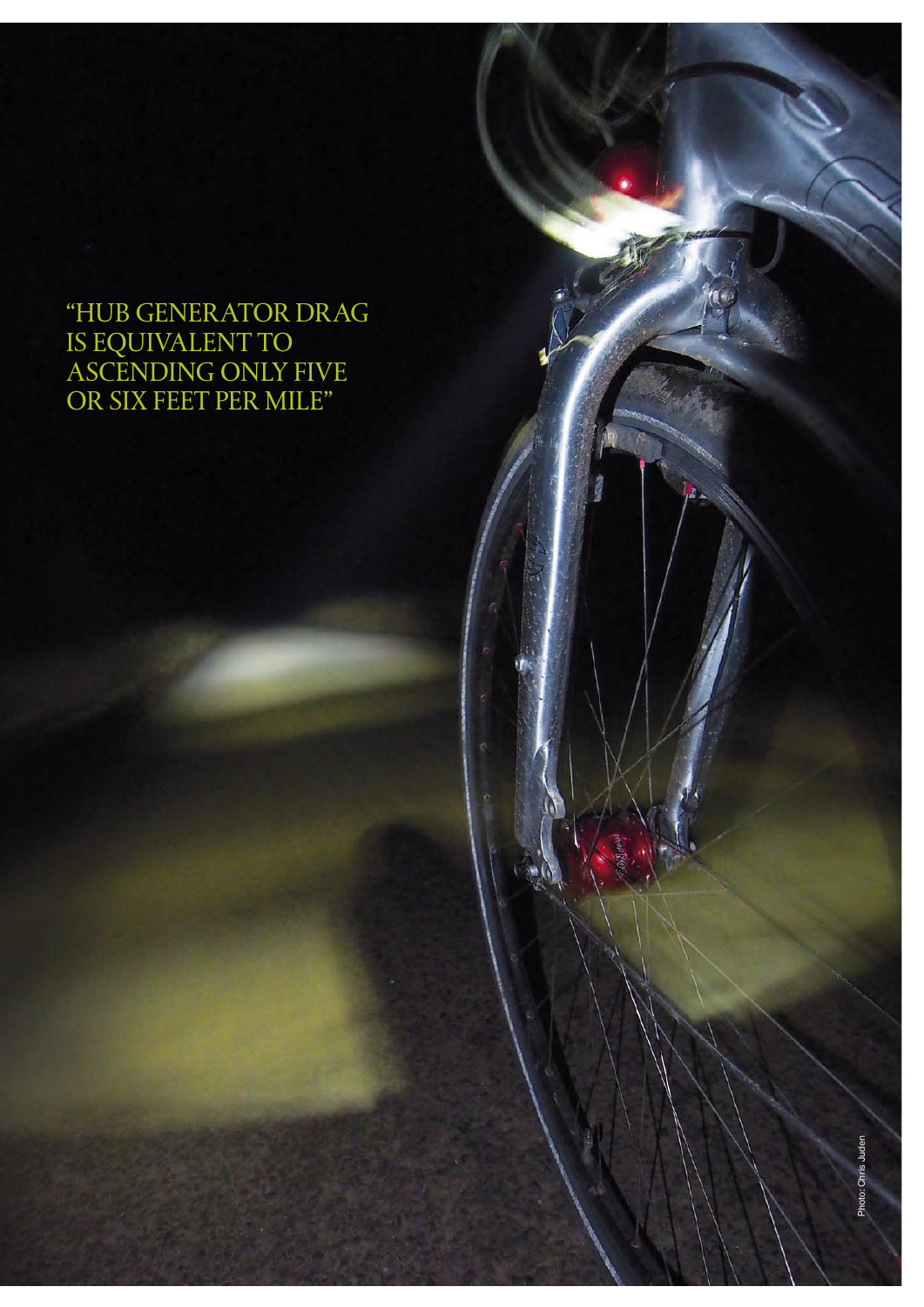"HUB GENERATOR DRAG IS EQUIVALENT TO ASCENDING ONLY FIVE OR SIX FEET PER MILE"

Photo: Chris Juden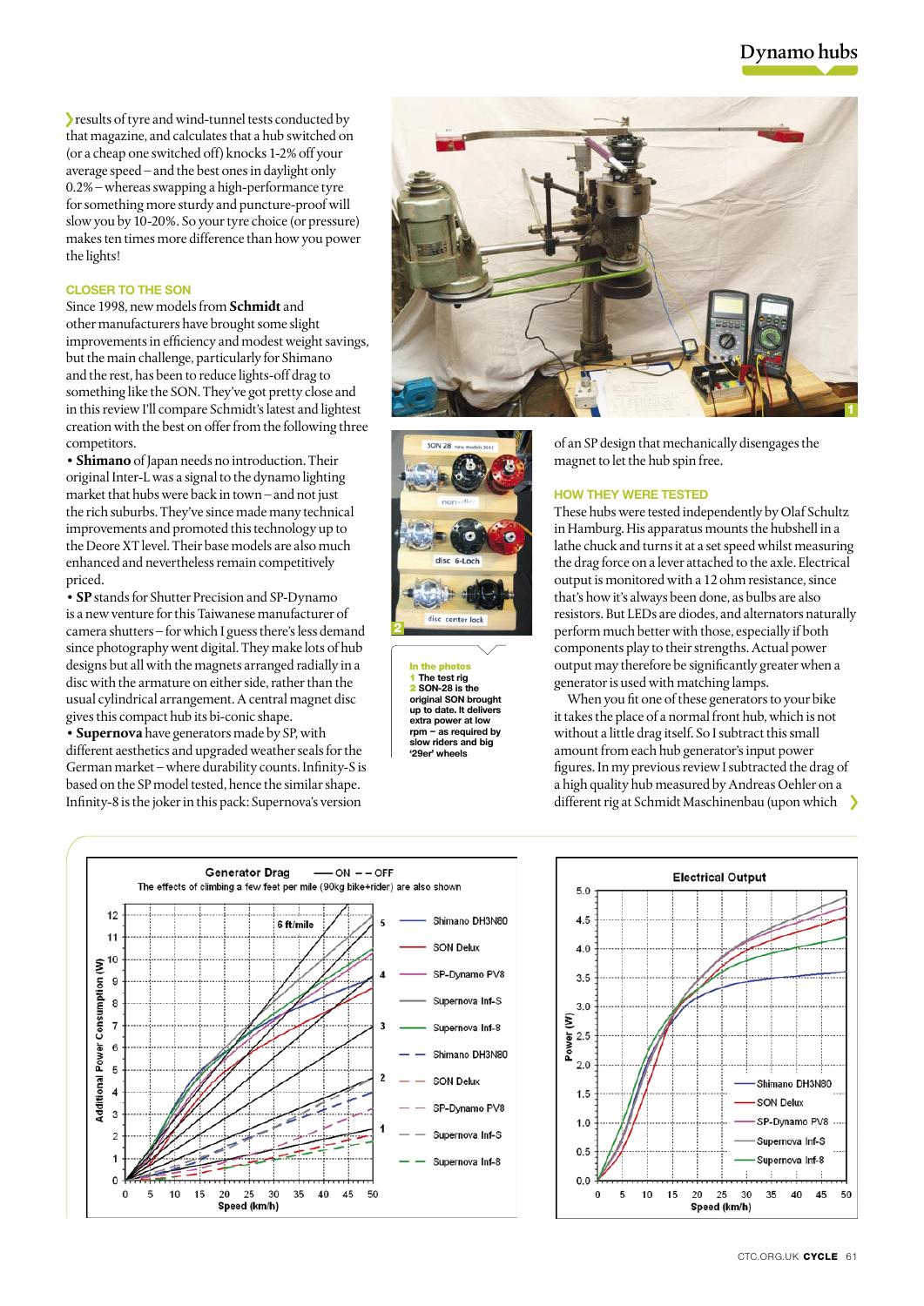results of tyre and wind-tunnel tests conducted by that magazine, and calculates that a hub switched on (or a cheap one switched off) knocks 1-2% off your average speed – and the best ones in daylight only 0.2% – whereas swapping a high-performance tyre for something more sturdy and puncture-proof will slow you by 10-20%. So your tyre choice (or pressure) makes ten times more difference than how you power the lights!

### CLOSER TO THE SON

Since 1998, new models from **Schmidt** and other manufacturers have brought some slight improvements in efficiency and modest weight savings, but the main challenge, particularly for Shimano and the rest, has been to reduce lights-off drag to something like the SON. They've got pretty close and in this review I'll compare Schmidt's latest and lightest creation with the best on offer from the following three competitors.

- **Shimano** of Japan needs no introduction. Their original Inter-L was a signal to the dynamo lighting market that hubs were back in town – and not just the rich suburbs. They've since made many technical improvements and promoted this technology up to the Deore XT level. Their base models are also much enhanced and nevertheless remain competitively priced.
- **SP** stands for Shutter Precision and SP-Dynamo is a new venture for this Taiwanese manufacturer of camera shutters – for which I guess there's less demand since photography went digital. They make lots of hub designs but all with the magnets arranged radially in a disc with the armature on either side, rather than the usual cylindrical arrangement. A central magnet disc gives this compact hub its bi-conic shape.
- **Supernova** have generators made by SP, with different aesthetics and upgraded weather seals for the German market – where durability counts. Infinity-S is based on the SP model tested, hence the similar shape. Infinity-8 is the joker in this pack: Supernova's version of an SP design that mechanically disengages the magnet to let the hub spin free.

**In the photos**
**1** The test rig
**2** SON-28 is the original SON brought up to date. It delivers extra power at low rpm – as required by slow riders and big '29er' wheels

### HOW THEY WERE TESTED

These hubs were tested independently by Olaf Schultz in Hamburg. His apparatus mounts the hubshell in a lathe chuck and turns it at a set speed whilst measuring the drag force on a lever attached to the axle. Electrical output is monitored with a 12 ohm resistance, since that's how it's always been done, as bulbs are also resistors. But LEDs are diodes, and alternators naturally perform much better with those, especially if both components play to their strengths. Actual power output may therefore be significantly greater when a generator is used with matching lamps.

When you fit one of these generators to your bike it takes the place of a normal front hub, which is not without a little drag itself. So I subtract this small amount from each hub generator's input power figures. In my previous review I subtracted the drag of a high quality hub measured by Andreas Oehler on a different rig at Schmidt Maschinenbau (upon which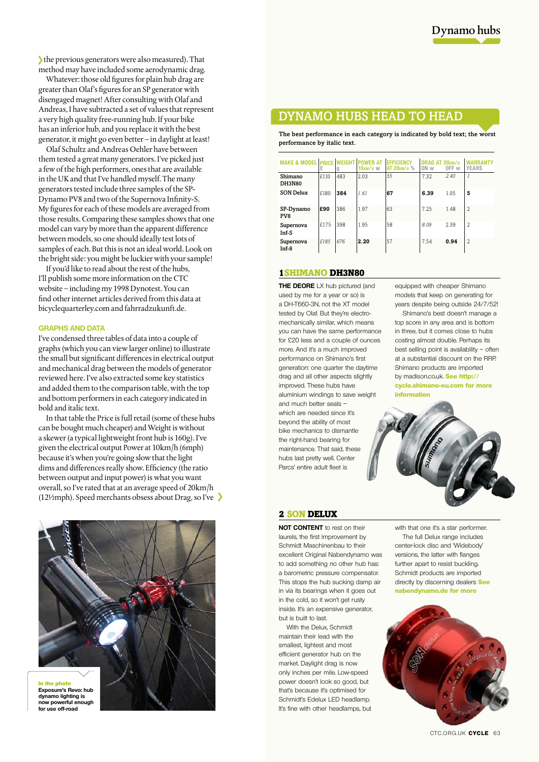the previous generators were also measured). That method may have included some aerodynamic drag.

Whatever: those old figures for plain hub drag are greater than Olaf's figures for an SP generator with disengaged magnet! After consulting with Olaf and Andreas, I have subtracted a set of values that represent a very high quality free-running hub. If your bike has an inferior hub, and you replace it with the best generator, it might go even better – in daylight at least!

Olaf Schultz and Andreas Oehler have between them tested a great many generators. I've picked just a few of the high performers, ones that are available in the UK and that I've handled myself. The many generators tested include three samples of the SP-Dynamo PV8 and two of the Supernova Infinity-S. My figures for each of these models are averaged from those results. Comparing these samples shows that one model can vary by more than the apparent difference between models, so one should ideally test lots of samples of each. But this is not an ideal world. Look on the bright side: you might be luckier with your sample!

If you'd like to read about the rest of the hubs, I'll publish some more information on the CTC website – including my 1998 Dynotest. You can find other internet articles derived from this data at bicyclequarterley.com and fahrradzukunft.de.

### GRAPHS AND DATA

I've condensed three tables of data into a couple of graphs (which you can view larger online) to illustrate the small but significant differences in electrical output and mechanical drag between the models of generator reviewed here. I've also extracted some key statistics and added them to the comparison table, with the top and bottom performers in each category indicated in bold and italic text.

In that table the Price is full retail (some of these hubs can be bought much cheaper) and Weight is without a skewer (a typical lightweight front hub is 160g). I've given the electrical output Power at 10km/h (6mph) because it's when you're going slow that the light dims and differences really show. Efficiency (the ratio between output and input power) is what you want overall, so I've rated that at an average speed of 20km/h (12½mph). Speed merchants obsess about Drag, so I've

**In the photo**
**Exposure's Revo: hub dynamo lighting is now powerful enough for use off-road**

## DYNAMO HUBS HEAD TO HEAD

**The best performance in each category is indicated by bold text; the worst performance by italic text.**

| MAKE & MODEL | PRICE £ | WEIGHT g | POWER AT 10KM/H W | EFFICIENCY AT 20KM/H % | DRAG AT 30KM/H ON W | DRAG AT 30KM/H OFF W | WARRANTY YEARS |
|---|---|---|---|---|---|---|---|
| Shimano DH3N80 | £110 | 483 | 2.03 | *55* | 7.32 | *2.40* | *1* |
| SON Delux | £180 | **384** | *1.61* | **67** | **6.39** | 1.05 | **5** |
| SP-Dynamo PV8 | **£90** | 386 | 1.97 | 63 | 7.25 | 1.48 | 2 |
| Supernova Inf-S | £175 | 398 | 1.95 | 58 | *8.09* | 2.39 | 2 |
| Supernova Inf-8 | *£185* | *676* | **2.20** | 57 | 7.54 | **0.94** | 2 |

### 1 SHIMANO DH3N80

**THE DEORE** LX hub pictured (and used by me for a year or so) is a DH-T660-3N, not the XT model tested by Olaf. But they're electro-mechanically similar, which means you can have the same performance for £20 less and a couple of ounces more. And it's a much improved performance on Shimano's first generation: one quarter the daytime drag and all other aspects slightly improved. These hubs have aluminium windings to save weight and much better seals – which are needed since it's beyond the ability of most bike mechanics to dismantle the right-hand bearing for maintenance. That said, these hubs last pretty well. Center Parcs' entire adult fleet is equipped with cheaper Shimano models that keep on generating for years despite being outside 24/7/52!

Shimano's best doesn't manage a top score in any area and is bottom in three, but it comes close to hubs costing almost double. Perhaps its best selling point is availability – often at a substantial discount on the RRP. Shimano products are imported by madison.co.uk. **See http://cycle.shimano-eu.com for more information**

### 2 SON DELUX

**NOT CONTENT** to rest on their laurels, the first improvement by Schmidt Maschinenbau to their excellent Original Nabendynamo was to add something no other hub has: a barometric pressure compensator. This stops the hub sucking damp air in via its bearings when it goes out in the cold, so it won't get rusty inside. It's an expensive generator, but is built to last.

With the Delux, Schmidt maintain their lead with the smallest, lightest and most efficient generator hub on the market. Daylight drag is now only inches per mile. Low-speed power doesn't look so good, but that's because it's optimised for Schmidt's Edelux LED headlamp. It's fine with other headlamps, but with that one it's a star performer.

The full Delux range includes center-lock disc and 'Widebody' versions, the latter with flanges further apart to resist buckling. Schmidt products are imported directly by discerning dealers **See nabendynamo.de for more**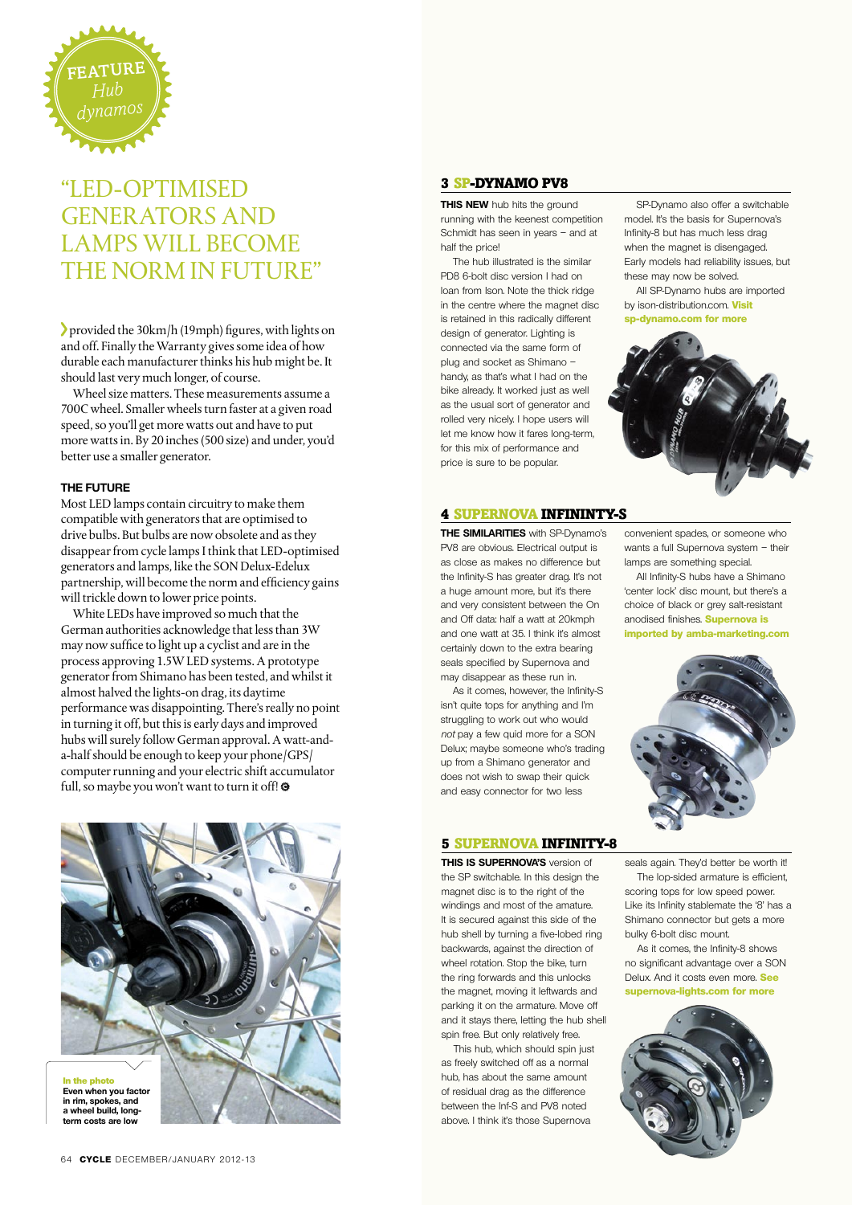FEATURE
*Hub dynamos*

# "LED-OPTIMISED GENERATORS AND LAMPS WILL BECOME THE NORM IN FUTURE"

provided the 30km/h (19mph) figures, with lights on and off. Finally the Warranty gives some idea of how durable each manufacturer thinks his hub might be. It should last very much longer, of course.

Wheel size matters. These measurements assume a 700C wheel. Smaller wheels turn faster at a given road speed, so you'll get more watts out and have to put more watts in. By 20 inches (500 size) and under, you'd better use a smaller generator.

### THE FUTURE

Most LED lamps contain circuitry to make them compatible with generators that are optimised to drive bulbs. But bulbs are now obsolete and as they disappear from cycle lamps I think that LED-optimised generators and lamps, like the SON Delux-Edelux partnership, will become the norm and efficiency gains will trickle down to lower price points.

White LEDs have improved so much that the German authorities acknowledge that less than 3W may now suffice to light up a cyclist and are in the process approving 1.5W LED systems. A prototype generator from Shimano has been tested, and whilst it almost halved the lights-on drag, its daytime performance was disappointing. There's really no point in turning it off, but this is early days and improved hubs will surely follow German approval. A watt-and-a-half should be enough to keep your phone/GPS/computer running and your electric shift accumulator full, so maybe you won't want to turn it off!

**In the photo**
**Even when you factor in rim, spokes, and a wheel build, long-term costs are low**

## 3 SP-DYNAMO PV8

**THIS NEW** hub hits the ground running with the keenest competition Schmidt has seen in years – and at half the price!

The hub illustrated is the similar PD8 6-bolt disc version I had on loan from Ison. Note the thick ridge in the centre where the magnet disc is retained in this radically different design of generator. Lighting is connected via the same form of plug and socket as Shimano – handy, as that's what I had on the bike already. It worked just as well as the usual sort of generator and rolled very nicely. I hope users will let me know how it fares long-term, for this mix of performance and price is sure to be popular.

SP-Dynamo also offer a switchable model. It's the basis for Supernova's Infinity-8 but has much less drag when the magnet is disengaged. Early models had reliability issues, but these may now be solved.

All SP-Dynamo hubs are imported by ison-distribution.com. **Visit sp-dynamo.com for more**

## 4 SUPERNOVA INFININTY-S

**THE SIMILARITIES** with SP-Dynamo's PV8 are obvious. Electrical output is as close as makes no difference but the Infinity-S has greater drag. It's not a huge amount more, but it's there and very consistent between the On and Off data: half a watt at 20kmph and one watt at 35. I think it's almost certainly down to the extra bearing seals specified by Supernova and may disappear as these run in.

As it comes, however, the Infinity-S isn't quite tops for anything and I'm struggling to work out who would *not* pay a few quid more for a SON Delux; maybe someone who's trading up from a Shimano generator and does not wish to swap their quick and easy connector for two less convenient spades, or someone who wants a full Supernova system – their lamps are something special.

All Infinity-S hubs have a Shimano 'center lock' disc mount, but there's a choice of black or grey salt-resistant anodised finishes. **Supernova is imported by amba-marketing.com**

## 5 SUPERNOVA INFINITY-8

**THIS IS SUPERNOVA'S** version of the SP switchable. In this design the magnet disc is to the right of the windings and most of the amature. It is secured against this side of the hub shell by turning a five-lobed ring backwards, against the direction of wheel rotation. Stop the bike, turn the ring forwards and this unlocks the magnet, moving it leftwards and parking it on the armature. Move off and it stays there, letting the hub shell spin free. But only relatively free.

This hub, which should spin just as freely switched off as a normal hub, has about the same amount of residual drag as the difference between the Inf-S and PV8 noted above. I think it's those Supernova seals again. They'd better be worth it!

The lop-sided armature is efficient, scoring tops for low speed power. Like its Infinity stablemate the '8' has a Shimano connector but gets a more bulky 6-bolt disc mount.

As it comes, the Infinity-8 shows no significant advantage over a SON Delux. And it costs even more. **See supernova-lights.com for more**